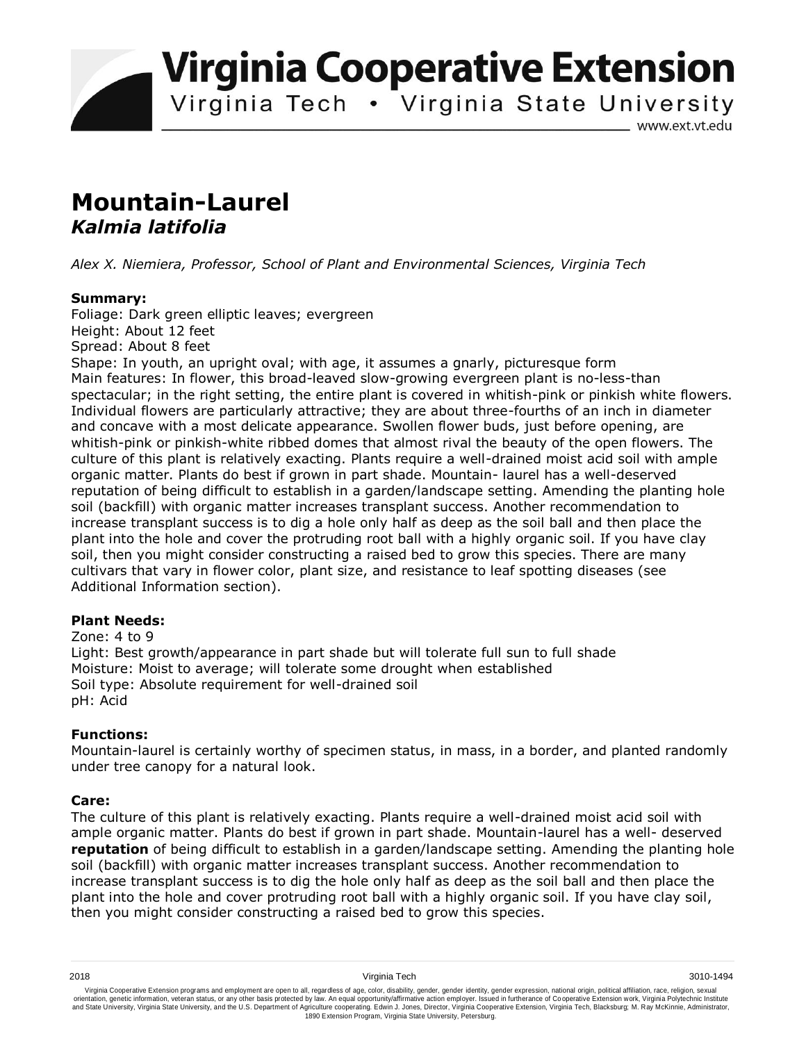# Mountain-Laurel

## *Kalmia latifolia*

*Alex X. Niemiera, Professor, School of Plant and Environmental Sciences, Virginia Tech*

**Summary:**

Foliage: Dark green elliptic leaves; evergreen
Height: About 12 feet
Spread: About 8 feet
Shape: In youth, an upright oval; with age, it assumes a gnarly, picturesque form
Main features: In flower, this broad-leaved slow-growing evergreen plant is no-less-than spectacular; in the right setting, the entire plant is covered in whitish-pink or pinkish white flowers. Individual flowers are particularly attractive; they are about three-fourths of an inch in diameter and concave with a most delicate appearance. Swollen flower buds, just before opening, are whitish-pink or pinkish-white ribbed domes that almost rival the beauty of the open flowers. The culture of this plant is relatively exacting. Plants require a well-drained moist acid soil with ample organic matter. Plants do best if grown in part shade. Mountain- laurel has a well-deserved reputation of being difficult to establish in a garden/landscape setting. Amending the planting hole soil (backfill) with organic matter increases transplant success. Another recommendation to increase transplant success is to dig a hole only half as deep as the soil ball and then place the plant into the hole and cover the protruding root ball with a highly organic soil. If you have clay soil, then you might consider constructing a raised bed to grow this species. There are many cultivars that vary in flower color, plant size, and resistance to leaf spotting diseases (see Additional Information section).

**Plant Needs:**

Zone: 4 to 9
Light: Best growth/appearance in part shade but will tolerate full sun to full shade
Moisture: Moist to average; will tolerate some drought when established
Soil type: Absolute requirement for well-drained soil
pH: Acid

**Functions:**

Mountain-laurel is certainly worthy of specimen status, in mass, in a border, and planted randomly under tree canopy for a natural look.

**Care:**

The culture of this plant is relatively exacting. Plants require a well-drained moist acid soil with ample organic matter. Plants do best if grown in part shade. Mountain-laurel has a well- deserved **reputation** of being difficult to establish in a garden/landscape setting. Amending the planting hole soil (backfill) with organic matter increases transplant success. Another recommendation to increase transplant success is to dig the hole only half as deep as the soil ball and then place the plant into the hole and cover protruding root ball with a highly organic soil. If you have clay soil, then you might consider constructing a raised bed to grow this species.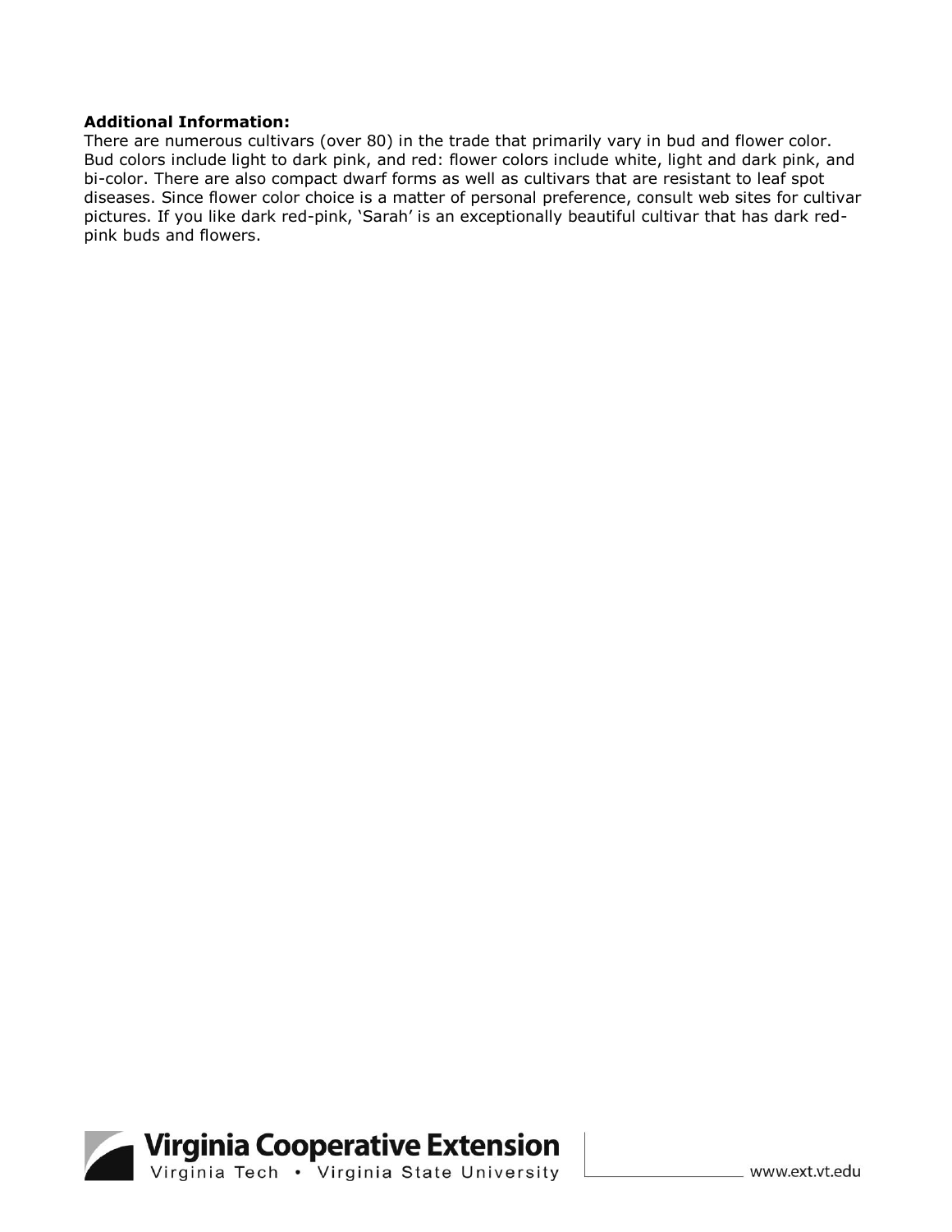**Additional Information:**
There are numerous cultivars (over 80) in the trade that primarily vary in bud and flower color. Bud colors include light to dark pink, and red: flower colors include white, light and dark pink, and bi-color. There are also compact dwarf forms as well as cultivars that are resistant to leaf spot diseases. Since flower color choice is a matter of personal preference, consult web sites for cultivar pictures. If you like dark red-pink, 'Sarah' is an exceptionally beautiful cultivar that has dark red-pink buds and flowers.